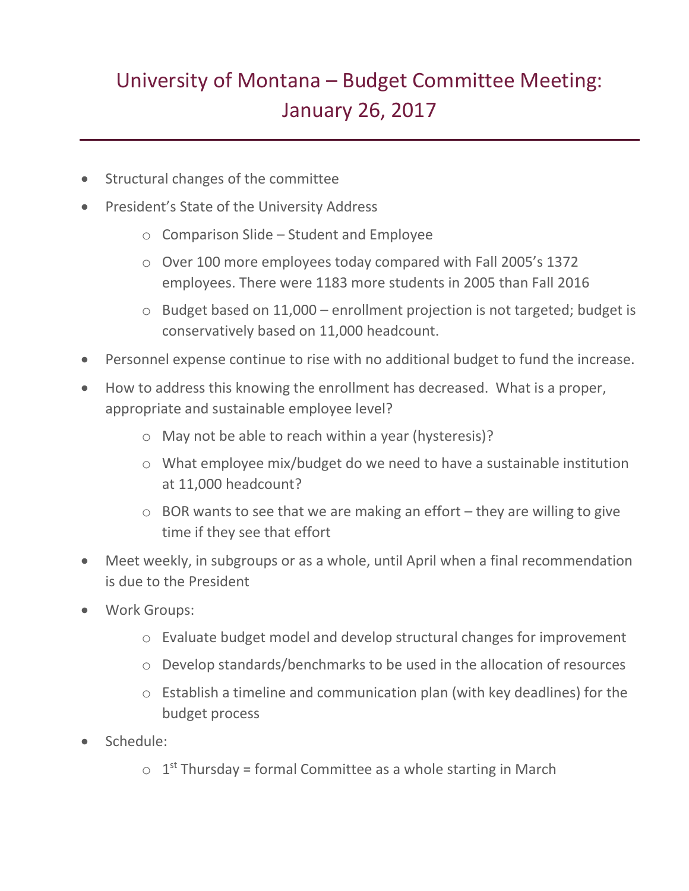# University of Montana – Budget Committee Meeting: January 26, 2017

- Structural changes of the committee
- President's State of the University Address
  - Comparison Slide – Student and Employee
  - Over 100 more employees today compared with Fall 2005's 1372 employees. There were 1183 more students in 2005 than Fall 2016
  - Budget based on 11,000 – enrollment projection is not targeted; budget is conservatively based on 11,000 headcount.
- Personnel expense continue to rise with no additional budget to fund the increase.
- How to address this knowing the enrollment has decreased. What is a proper, appropriate and sustainable employee level?
  - May not be able to reach within a year (hysteresis)?
  - What employee mix/budget do we need to have a sustainable institution at 11,000 headcount?
  - BOR wants to see that we are making an effort – they are willing to give time if they see that effort
- Meet weekly, in subgroups or as a whole, until April when a final recommendation is due to the President
- Work Groups:
  - Evaluate budget model and develop structural changes for improvement
  - Develop standards/benchmarks to be used in the allocation of resources
  - Establish a timeline and communication plan (with key deadlines) for the budget process
- Schedule:
  - 1st Thursday = formal Committee as a whole starting in March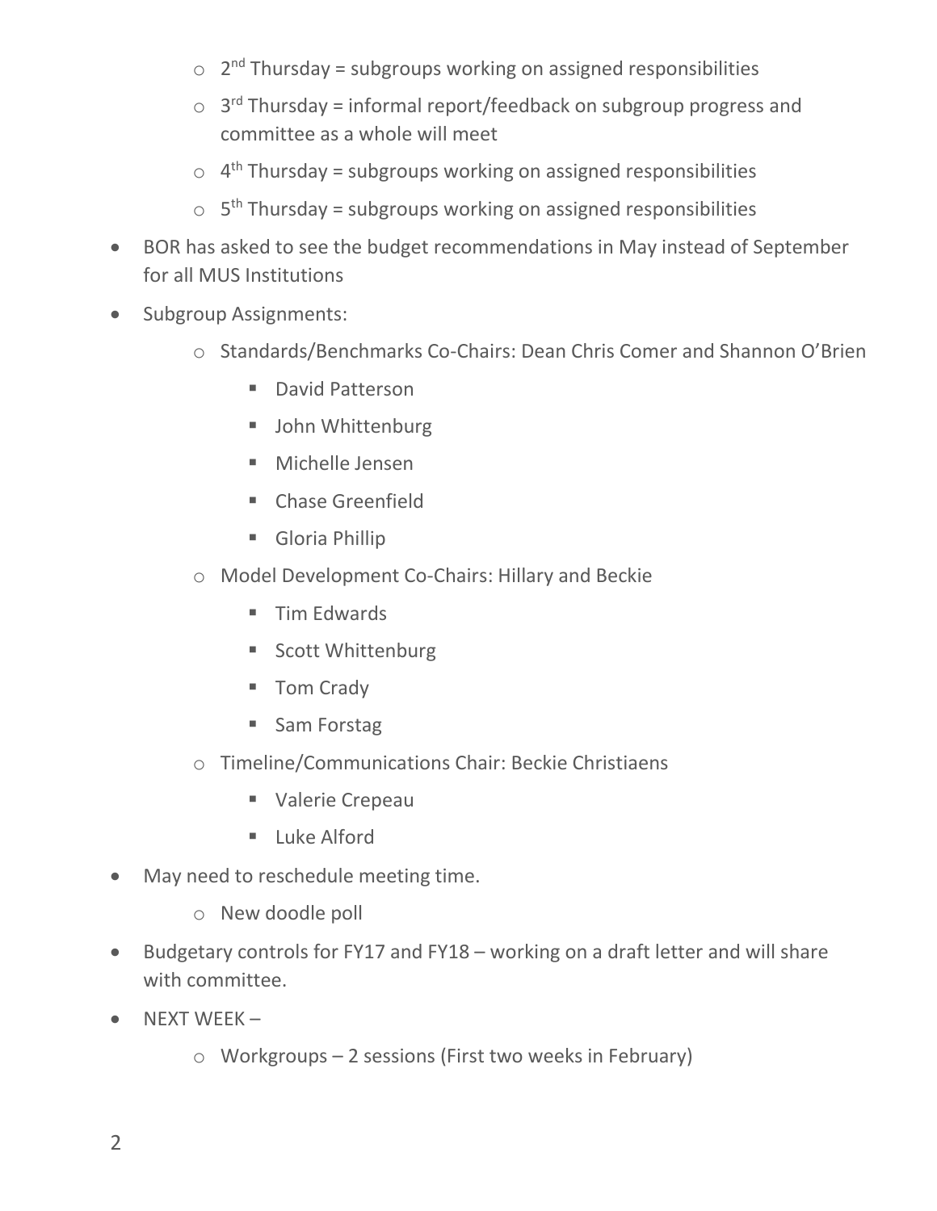- 2nd Thursday = subgroups working on assigned responsibilities
    - 3rd Thursday = informal report/feedback on subgroup progress and committee as a whole will meet
    - 4th Thursday = subgroups working on assigned responsibilities
    - 5th Thursday = subgroups working on assigned responsibilities
- BOR has asked to see the budget recommendations in May instead of September for all MUS Institutions
- Subgroup Assignments:
    - Standards/Benchmarks Co-Chairs: Dean Chris Comer and Shannon O'Brien
        - David Patterson
        - John Whittenburg
        - Michelle Jensen
        - Chase Greenfield
        - Gloria Phillip
    - Model Development Co-Chairs: Hillary and Beckie
        - Tim Edwards
        - Scott Whittenburg
        - Tom Crady
        - Sam Forstag
    - Timeline/Communications Chair: Beckie Christiaens
        - Valerie Crepeau
        - Luke Alford
- May need to reschedule meeting time.
    - New doodle poll
- Budgetary controls for FY17 and FY18 – working on a draft letter and will share with committee.
- NEXT WEEK –
    - Workgroups – 2 sessions (First two weeks in February)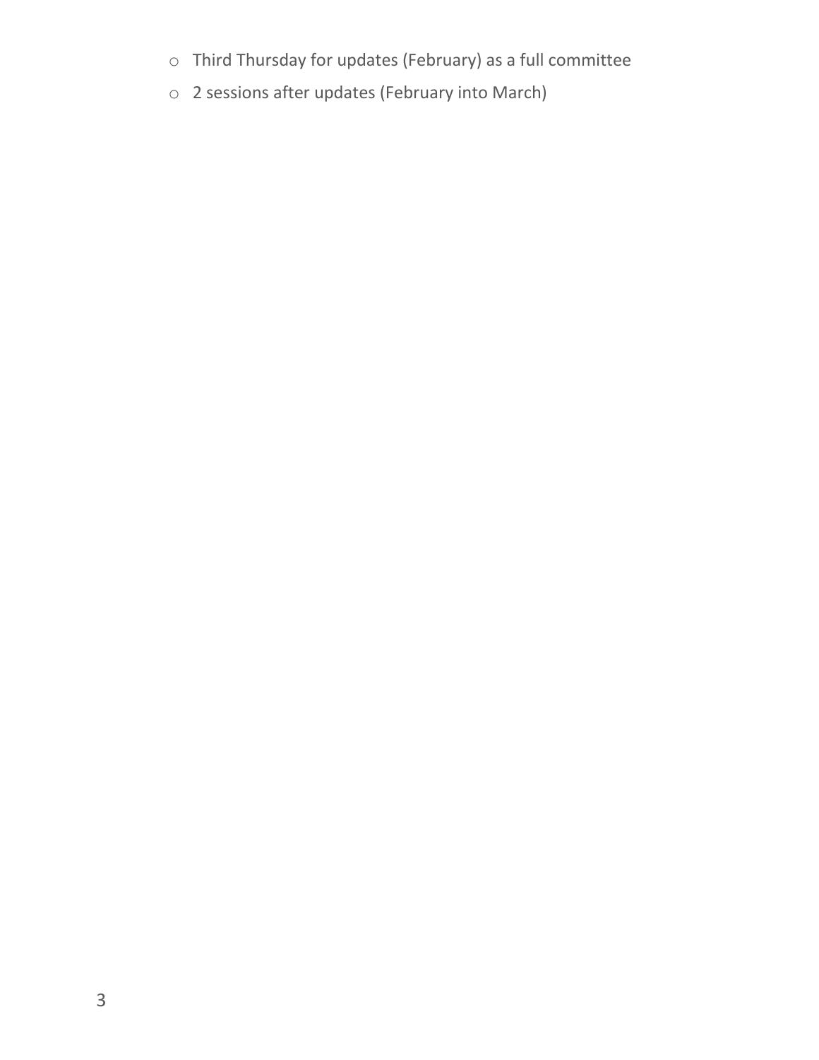- Third Thursday for updates (February) as a full committee
  - 2 sessions after updates (February into March)